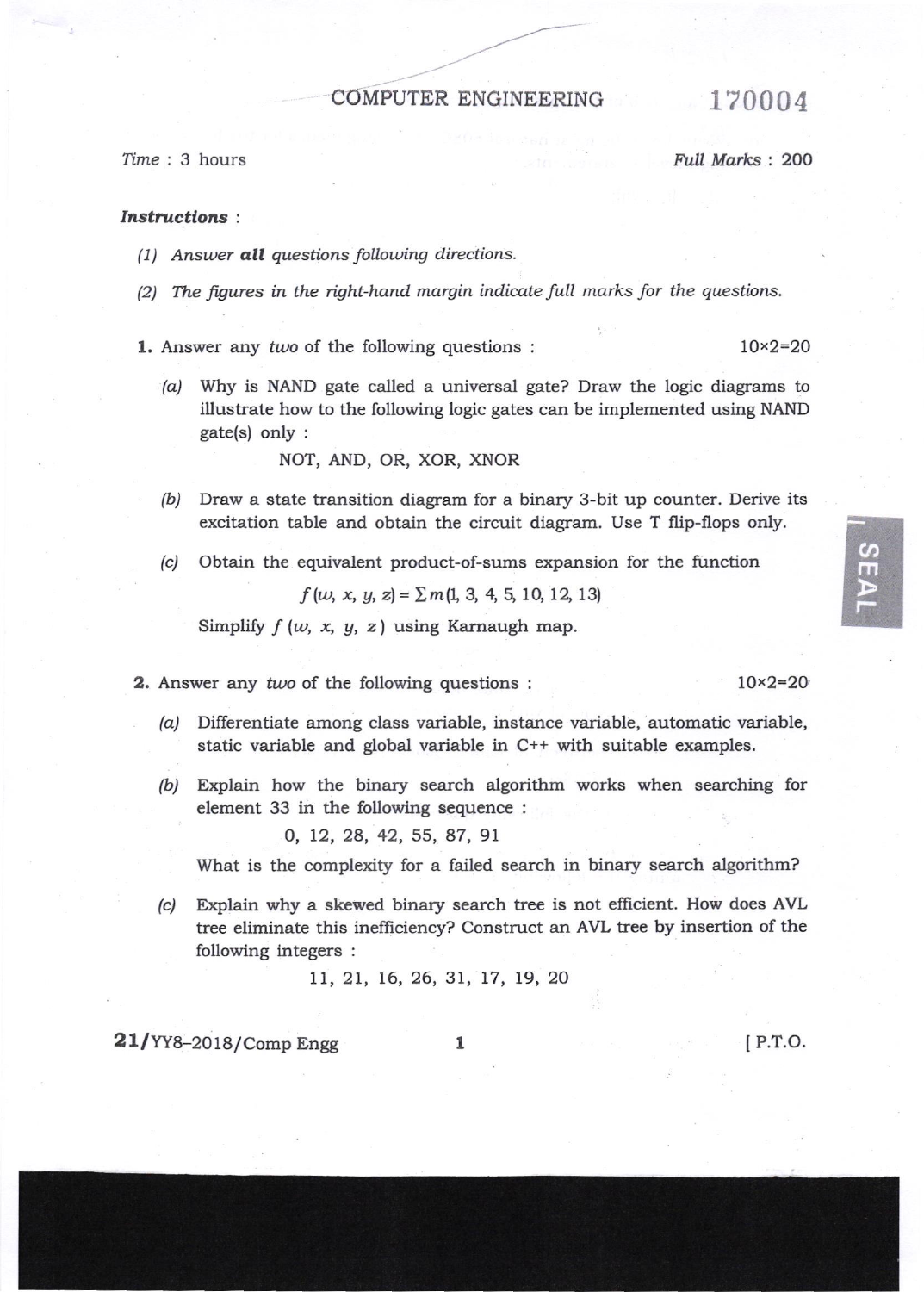# COMPUTER ENGINEERING

170004

*Time* : 3 hours

*Full Marks* : 200

***Instructions*** :

*(1) Answer **all** questions following directions.*

*(2) The figures in the right-hand margin indicate full marks for the questions.*

**1.** Answer any *two* of the following questions : 10×2=20

*(a)* Why is NAND gate called a universal gate? Draw the logic diagrams to illustrate how to the following logic gates can be implemented using NAND gate(s) only :

NOT, AND, OR, XOR, XNOR

*(b)* Draw a state transition diagram for a binary 3-bit up counter. Derive its excitation table and obtain the circuit diagram. Use T flip-flops only.

*(c)* Obtain the equivalent product-of-sums expansion for the function

$$f(w, x, y, z) = \Sigma m(1, 3, 4, 5, 10, 12, 13)$$

Simplify $f(w, x, y, z)$ using Karnaugh map.

**2.** Answer any *two* of the following questions : 10×2=20

*(a)* Differentiate among class variable, instance variable, automatic variable, static variable and global variable in C++ with suitable examples.

*(b)* Explain how the binary search algorithm works when searching for element 33 in the following sequence :

0, 12, 28, 42, 55, 87, 91

What is the complexity for a failed search in binary search algorithm?

*(c)* Explain why a skewed binary search tree is not efficient. How does AVL tree eliminate this inefficiency? Construct an AVL tree by insertion of the following integers :

11, 21, 16, 26, 31, 17, 19, 20

21/YY8–2018/Comp Engg

[ P.T.O.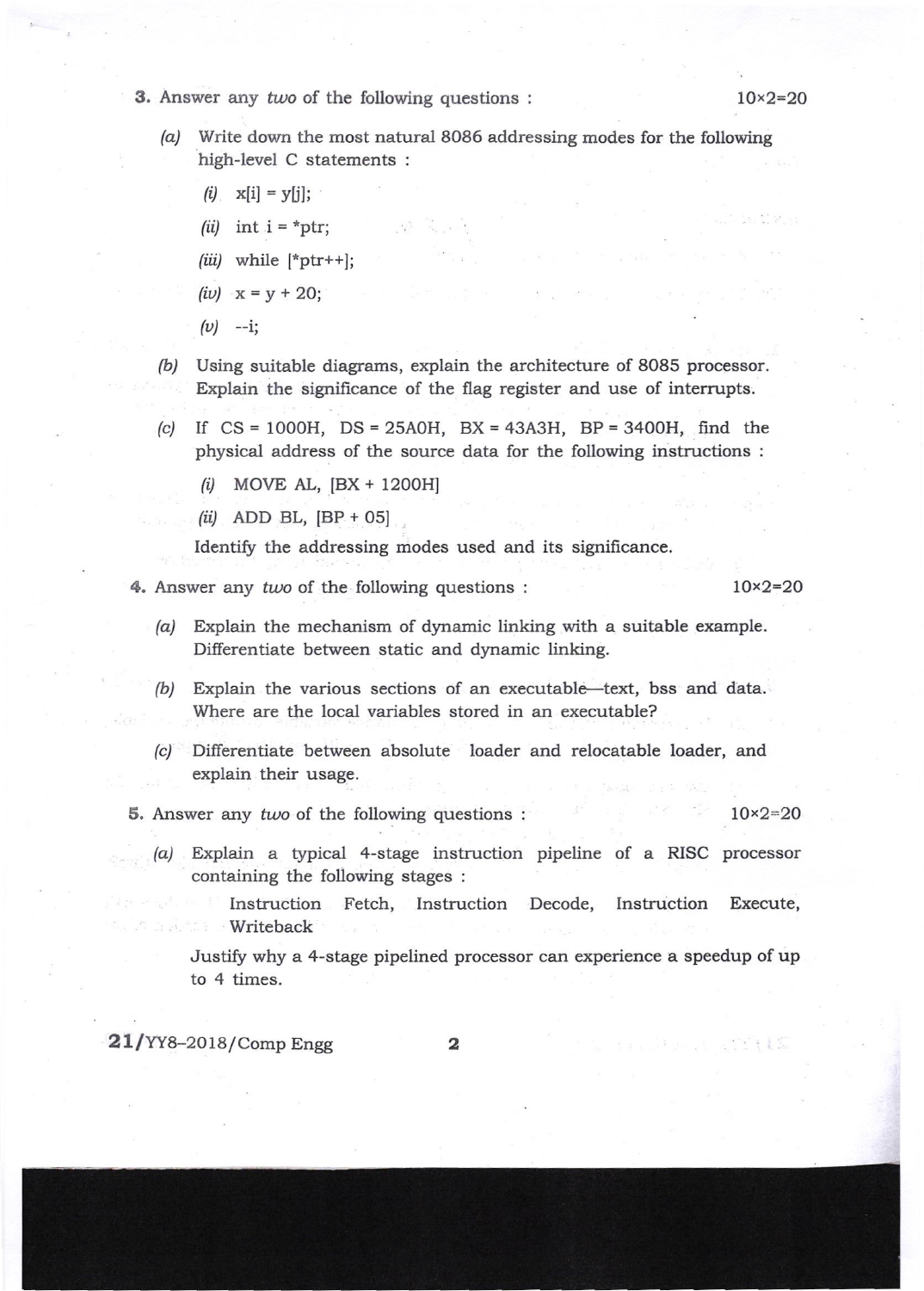3. Answer any *two* of the following questions : 10×2=20

*(a)* Write down the most natural 8086 addressing modes for the following high-level C statements :

*(i)* x[i] = y[j];

*(ii)* int i = *ptr;

*(iii)* while [*ptr++];

*(iv)* x = y + 20;

*(v)* --i;

*(b)* Using suitable diagrams, explain the architecture of 8085 processor. Explain the significance of the flag register and use of interrupts.

*(c)* If CS = 1000H, DS = 25A0H, BX = 43A3H, BP = 3400H, find the physical address of the source data for the following instructions :

*(i)* MOVE AL, [BX + 1200H]

*(ii)* ADD BL, [BP + 05]

Identify the addressing modes used and its significance.

4. Answer any *two* of the following questions : 10×2=20

*(a)* Explain the mechanism of dynamic linking with a suitable example. Differentiate between static and dynamic linking.

*(b)* Explain the various sections of an executable—text, bss and data. Where are the local variables stored in an executable?

*(c)* Differentiate between absolute loader and relocatable loader, and explain their usage.

5. Answer any *two* of the following questions : 10×2=20

*(a)* Explain a typical 4-stage instruction pipeline of a RISC processor containing the following stages :

Instruction Fetch, Instruction Decode, Instruction Execute, Writeback

Justify why a 4-stage pipelined processor can experience a speedup of up to 4 times.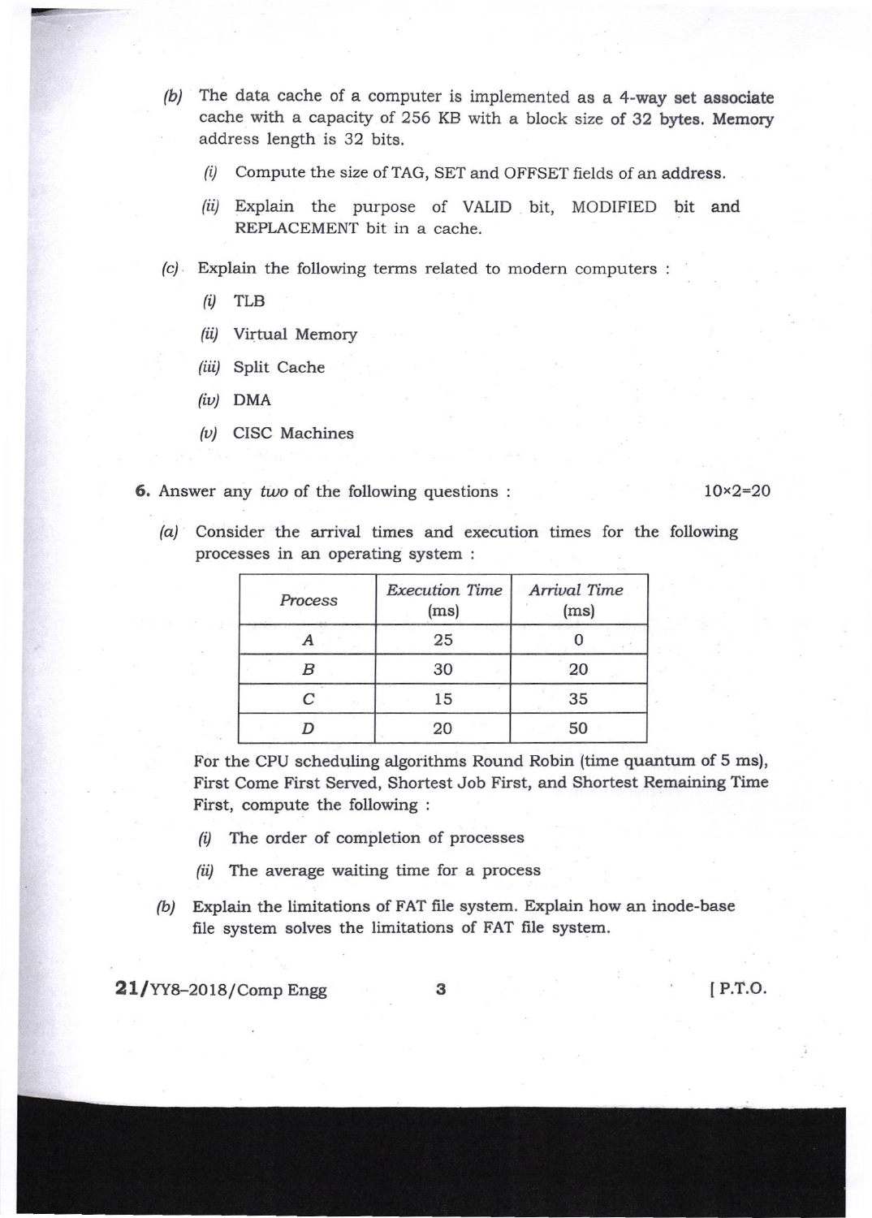(b) The data cache of a computer is implemented as a 4-way set associate cache with a capacity of 256 KB with a block size of 32 bytes. Memory address length is 32 bits.

   (i) Compute the size of TAG, SET and OFFSET fields of an address.

   (ii) Explain the purpose of VALID bit, MODIFIED bit and REPLACEMENT bit in a cache.

(c) Explain the following terms related to modern computers :

   (i) TLB

   (ii) Virtual Memory

   (iii) Split Cache

   (iv) DMA

   (v) CISC Machines

**6.** Answer any *two* of the following questions : 10×2=20

(a) Consider the arrival times and execution times for the following processes in an operating system :

| *Process* | *Execution Time* (ms) | *Arrival Time* (ms) |
|---|---|---|
| *A* | 25 | 0 |
| *B* | 30 | 20 |
| *C* | 15 | 35 |
| *D* | 20 | 50 |

For the CPU scheduling algorithms Round Robin (time quantum of 5 ms), First Come First Served, Shortest Job First, and Shortest Remaining Time First, compute the following :

   (i) The order of completion of processes

   (ii) The average waiting time for a process

(b) Explain the limitations of FAT file system. Explain how an inode-base file system solves the limitations of FAT file system.